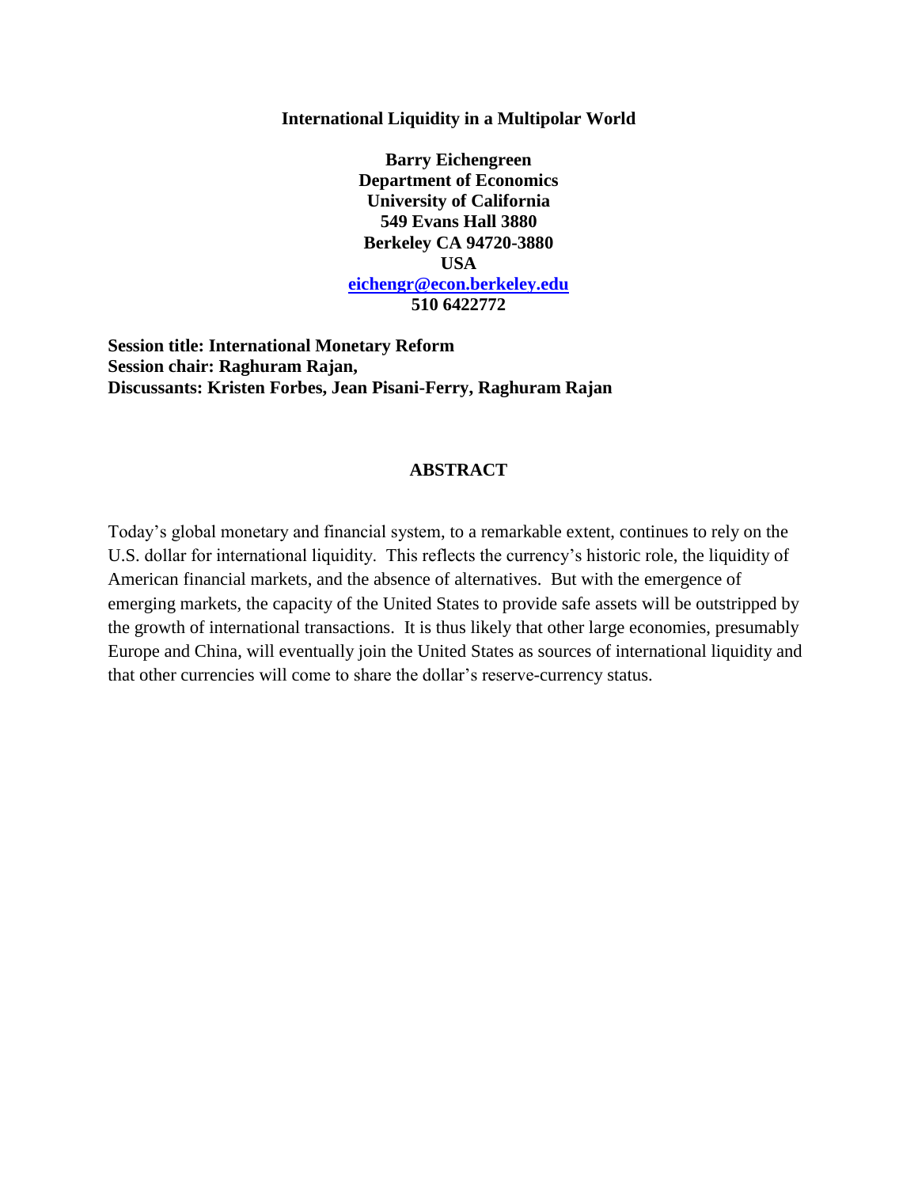**International Liquidity in a Multipolar World**

**Barry Eichengreen**
**Department of Economics**
**University of California**
**549 Evans Hall 3880**
**Berkeley CA 94720-3880**
**USA**
**[eichengr@econ.berkeley.edu](mailto:eichengr@econ.berkeley.edu)**
**510 6422772**

**Session title: International Monetary Reform**
**Session chair: Raghuram Rajan,**
**Discussants: Kristen Forbes, Jean Pisani-Ferry, Raghuram Rajan**

## ABSTRACT

Today's global monetary and financial system, to a remarkable extent, continues to rely on the U.S. dollar for international liquidity. This reflects the currency's historic role, the liquidity of American financial markets, and the absence of alternatives. But with the emergence of emerging markets, the capacity of the United States to provide safe assets will be outstripped by the growth of international transactions. It is thus likely that other large economies, presumably Europe and China, will eventually join the United States as sources of international liquidity and that other currencies will come to share the dollar's reserve-currency status.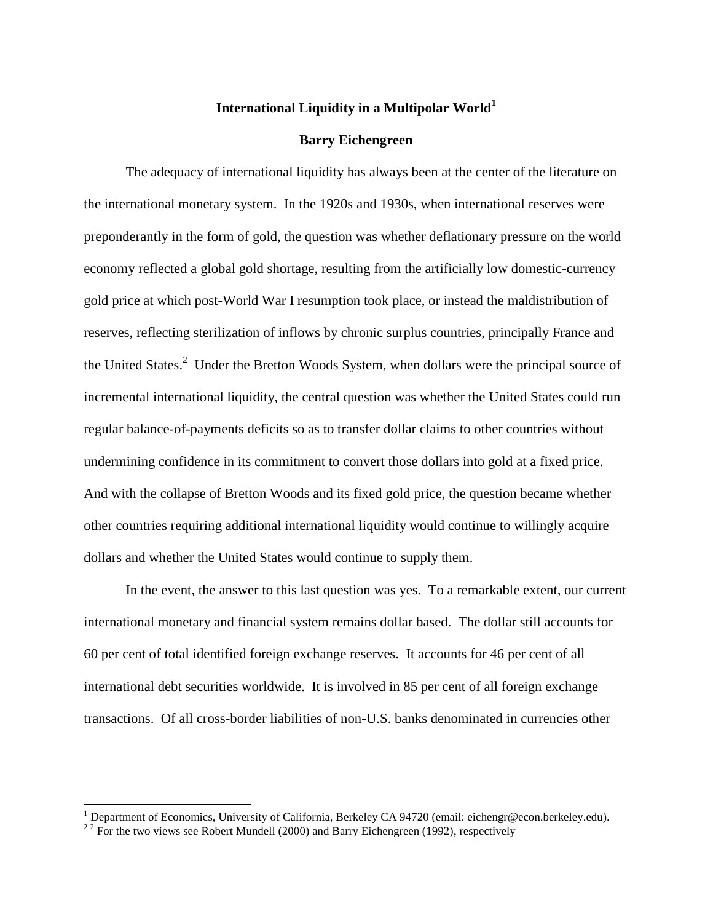**International Liquidity in a Multipolar World[1]**

**Barry Eichengreen**

The adequacy of international liquidity has always been at the center of the literature on the international monetary system. In the 1920s and 1930s, when international reserves were preponderantly in the form of gold, the question was whether deflationary pressure on the world economy reflected a global gold shortage, resulting from the artificially low domestic-currency gold price at which post-World War I resumption took place, or instead the maldistribution of reserves, reflecting sterilization of inflows by chronic surplus countries, principally France and the United States.[2] Under the Bretton Woods System, when dollars were the principal source of incremental international liquidity, the central question was whether the United States could run regular balance-of-payments deficits so as to transfer dollar claims to other countries without undermining confidence in its commitment to convert those dollars into gold at a fixed price. And with the collapse of Bretton Woods and its fixed gold price, the question became whether other countries requiring additional international liquidity would continue to willingly acquire dollars and whether the United States would continue to supply them.

In the event, the answer to this last question was yes. To a remarkable extent, our current international monetary and financial system remains dollar based. The dollar still accounts for 60 per cent of total identified foreign exchange reserves. It accounts for 46 per cent of all international debt securities worldwide. It is involved in 85 per cent of all foreign exchange transactions. Of all cross-border liabilities of non-U.S. banks denominated in currencies other

---

[1] Department of Economics, University of California, Berkeley CA 94720 (email: eichengr@econ.berkeley.edu).

[2] For the two views see Robert Mundell (2000) and Barry Eichengreen (1992), respectively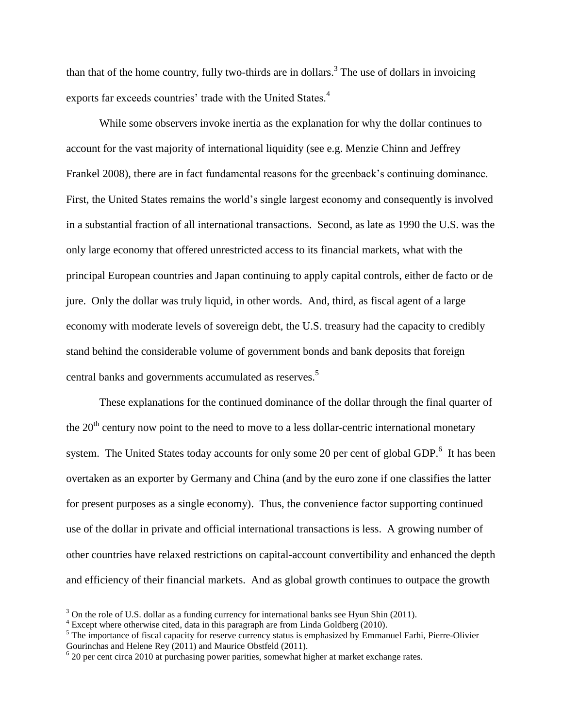than that of the home country, fully two-thirds are in dollars.[3] The use of dollars in invoicing exports far exceeds countries' trade with the United States.[4]

While some observers invoke inertia as the explanation for why the dollar continues to account for the vast majority of international liquidity (see e.g. Menzie Chinn and Jeffrey Frankel 2008), there are in fact fundamental reasons for the greenback's continuing dominance. First, the United States remains the world's single largest economy and consequently is involved in a substantial fraction of all international transactions. Second, as late as 1990 the U.S. was the only large economy that offered unrestricted access to its financial markets, what with the principal European countries and Japan continuing to apply capital controls, either de facto or de jure. Only the dollar was truly liquid, in other words. And, third, as fiscal agent of a large economy with moderate levels of sovereign debt, the U.S. treasury had the capacity to credibly stand behind the considerable volume of government bonds and bank deposits that foreign central banks and governments accumulated as reserves.[5]

These explanations for the continued dominance of the dollar through the final quarter of the 20th century now point to the need to move to a less dollar-centric international monetary system. The United States today accounts for only some 20 per cent of global GDP.[6] It has been overtaken as an exporter by Germany and China (and by the euro zone if one classifies the latter for present purposes as a single economy). Thus, the convenience factor supporting continued use of the dollar in private and official international transactions is less. A growing number of other countries have relaxed restrictions on capital-account convertibility and enhanced the depth and efficiency of their financial markets. And as global growth continues to outpace the growth

---

[3] On the role of U.S. dollar as a funding currency for international banks see Hyun Shin (2011).

[4] Except where otherwise cited, data in this paragraph are from Linda Goldberg (2010).

[5] The importance of fiscal capacity for reserve currency status is emphasized by Emmanuel Farhi, Pierre-Olivier Gourinchas and Helene Rey (2011) and Maurice Obstfeld (2011).

[6] 20 per cent circa 2010 at purchasing power parities, somewhat higher at market exchange rates.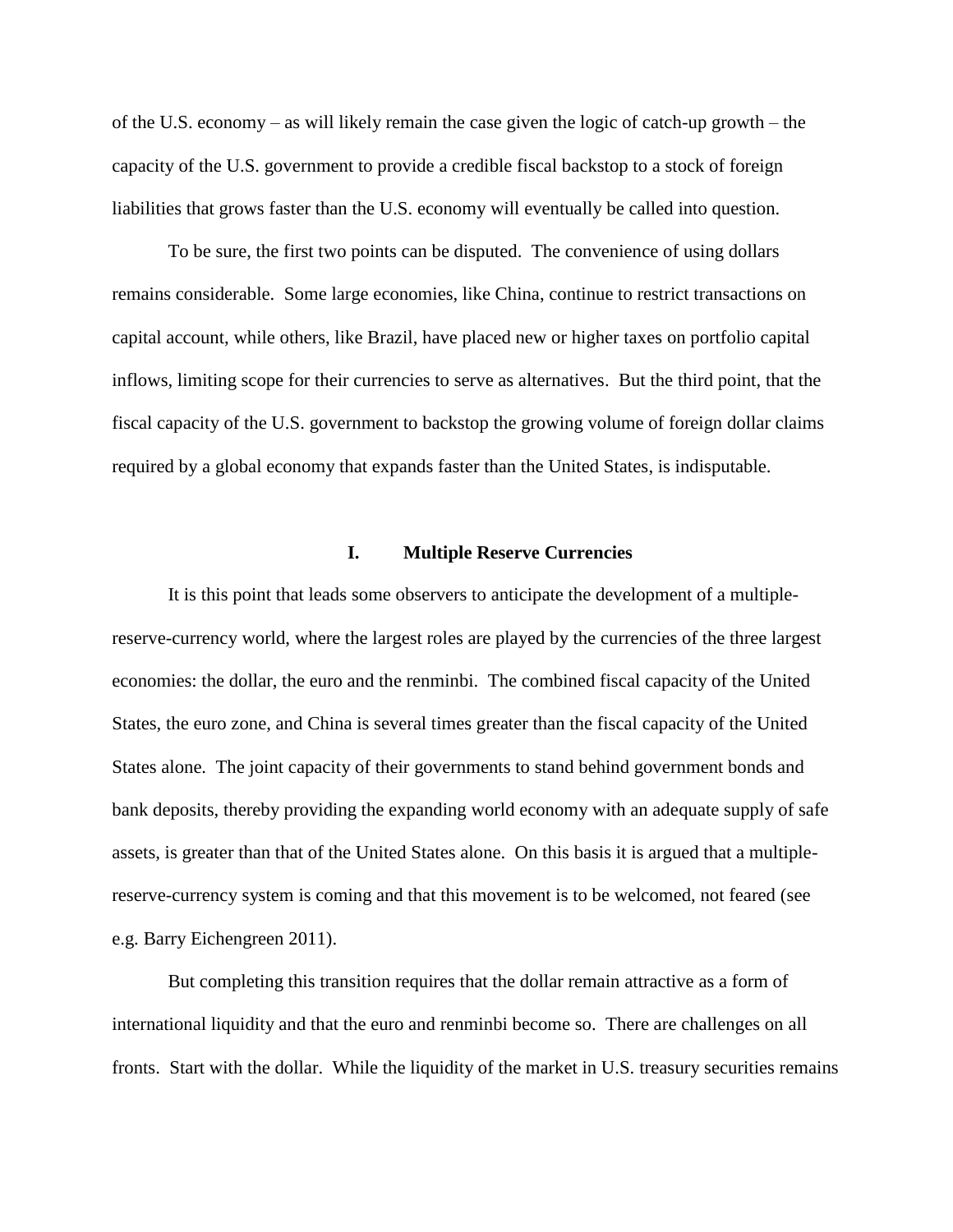of the U.S. economy – as will likely remain the case given the logic of catch-up growth – the capacity of the U.S. government to provide a credible fiscal backstop to a stock of foreign liabilities that grows faster than the U.S. economy will eventually be called into question.

To be sure, the first two points can be disputed. The convenience of using dollars remains considerable. Some large economies, like China, continue to restrict transactions on capital account, while others, like Brazil, have placed new or higher taxes on portfolio capital inflows, limiting scope for their currencies to serve as alternatives. But the third point, that the fiscal capacity of the U.S. government to backstop the growing volume of foreign dollar claims required by a global economy that expands faster than the United States, is indisputable.

## I. Multiple Reserve Currencies

It is this point that leads some observers to anticipate the development of a multiple-reserve-currency world, where the largest roles are played by the currencies of the three largest economies: the dollar, the euro and the renminbi. The combined fiscal capacity of the United States, the euro zone, and China is several times greater than the fiscal capacity of the United States alone. The joint capacity of their governments to stand behind government bonds and bank deposits, thereby providing the expanding world economy with an adequate supply of safe assets, is greater than that of the United States alone. On this basis it is argued that a multiple-reserve-currency system is coming and that this movement is to be welcomed, not feared (see e.g. Barry Eichengreen 2011).

But completing this transition requires that the dollar remain attractive as a form of international liquidity and that the euro and renminbi become so. There are challenges on all fronts. Start with the dollar. While the liquidity of the market in U.S. treasury securities remains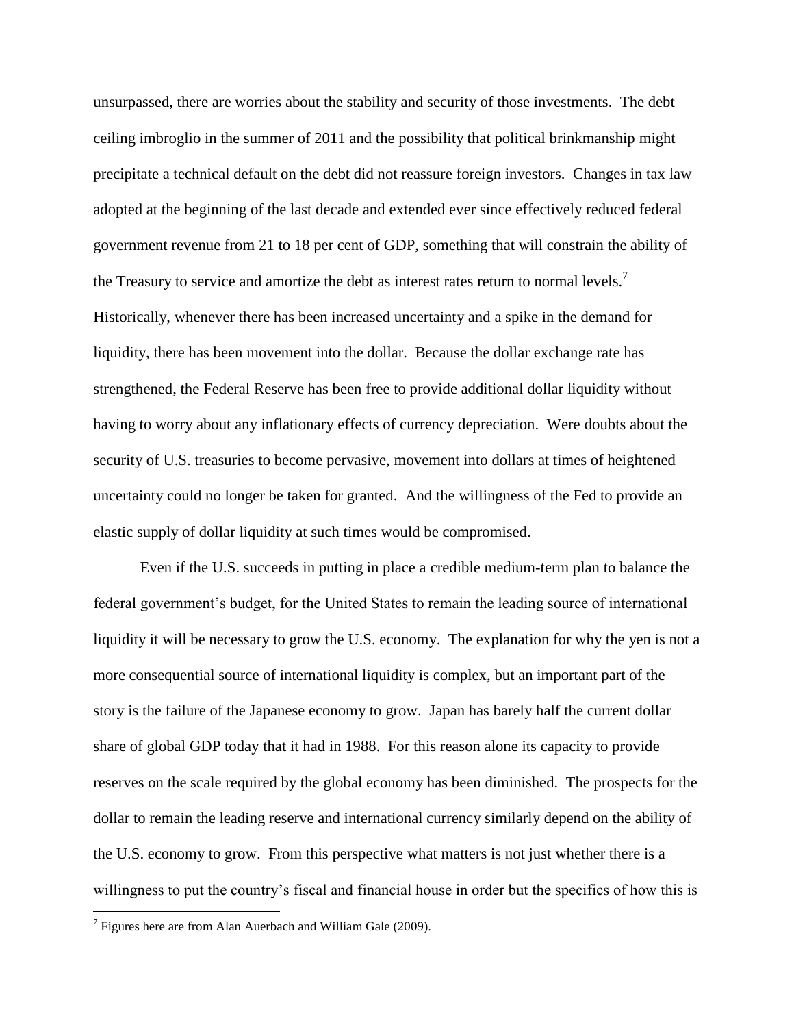unsurpassed, there are worries about the stability and security of those investments. The debt ceiling imbroglio in the summer of 2011 and the possibility that political brinkmanship might precipitate a technical default on the debt did not reassure foreign investors. Changes in tax law adopted at the beginning of the last decade and extended ever since effectively reduced federal government revenue from 21 to 18 per cent of GDP, something that will constrain the ability of the Treasury to service and amortize the debt as interest rates return to normal levels.[7] Historically, whenever there has been increased uncertainty and a spike in the demand for liquidity, there has been movement into the dollar. Because the dollar exchange rate has strengthened, the Federal Reserve has been free to provide additional dollar liquidity without having to worry about any inflationary effects of currency depreciation. Were doubts about the security of U.S. treasuries to become pervasive, movement into dollars at times of heightened uncertainty could no longer be taken for granted. And the willingness of the Fed to provide an elastic supply of dollar liquidity at such times would be compromised.

Even if the U.S. succeeds in putting in place a credible medium-term plan to balance the federal government's budget, for the United States to remain the leading source of international liquidity it will be necessary to grow the U.S. economy. The explanation for why the yen is not a more consequential source of international liquidity is complex, but an important part of the story is the failure of the Japanese economy to grow. Japan has barely half the current dollar share of global GDP today that it had in 1988. For this reason alone its capacity to provide reserves on the scale required by the global economy has been diminished. The prospects for the dollar to remain the leading reserve and international currency similarly depend on the ability of the U.S. economy to grow. From this perspective what matters is not just whether there is a willingness to put the country's fiscal and financial house in order but the specifics of how this is

[7] Figures here are from Alan Auerbach and William Gale (2009).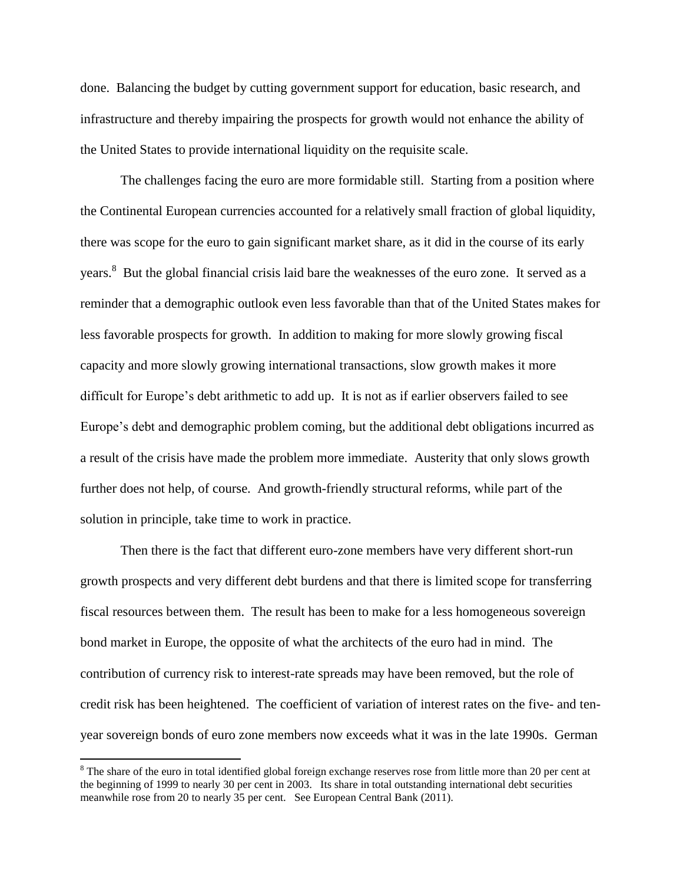done. Balancing the budget by cutting government support for education, basic research, and infrastructure and thereby impairing the prospects for growth would not enhance the ability of the United States to provide international liquidity on the requisite scale.

The challenges facing the euro are more formidable still. Starting from a position where the Continental European currencies accounted for a relatively small fraction of global liquidity, there was scope for the euro to gain significant market share, as it did in the course of its early years.[8] But the global financial crisis laid bare the weaknesses of the euro zone. It served as a reminder that a demographic outlook even less favorable than that of the United States makes for less favorable prospects for growth. In addition to making for more slowly growing fiscal capacity and more slowly growing international transactions, slow growth makes it more difficult for Europe's debt arithmetic to add up. It is not as if earlier observers failed to see Europe's debt and demographic problem coming, but the additional debt obligations incurred as a result of the crisis have made the problem more immediate. Austerity that only slows growth further does not help, of course. And growth-friendly structural reforms, while part of the solution in principle, take time to work in practice.

Then there is the fact that different euro-zone members have very different short-run growth prospects and very different debt burdens and that there is limited scope for transferring fiscal resources between them. The result has been to make for a less homogeneous sovereign bond market in Europe, the opposite of what the architects of the euro had in mind. The contribution of currency risk to interest-rate spreads may have been removed, but the role of credit risk has been heightened. The coefficient of variation of interest rates on the five- and ten-year sovereign bonds of euro zone members now exceeds what it was in the late 1990s. German

[8] The share of the euro in total identified global foreign exchange reserves rose from little more than 20 per cent at the beginning of 1999 to nearly 30 per cent in 2003. Its share in total outstanding international debt securities meanwhile rose from 20 to nearly 35 per cent. See European Central Bank (2011).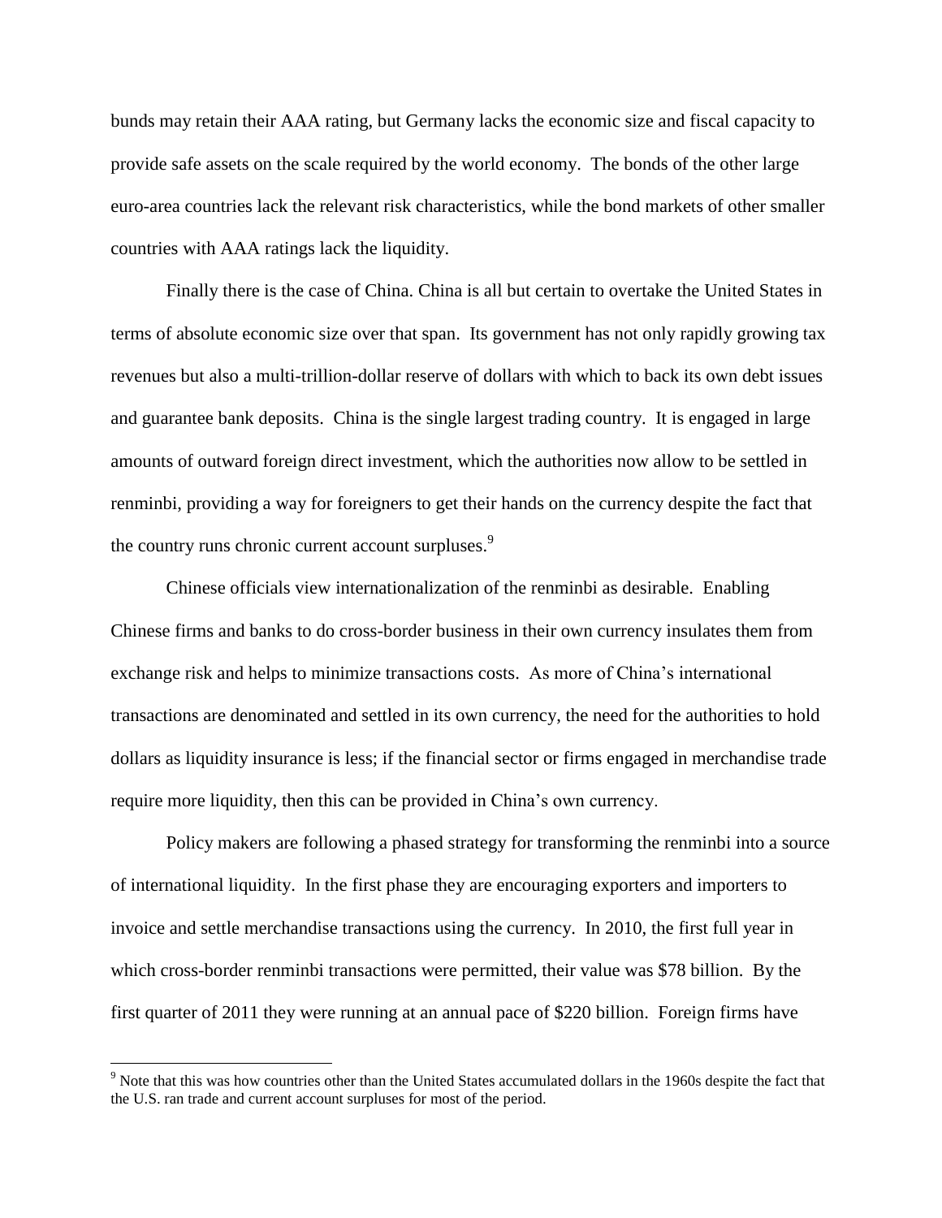bunds may retain their AAA rating, but Germany lacks the economic size and fiscal capacity to provide safe assets on the scale required by the world economy. The bonds of the other large euro-area countries lack the relevant risk characteristics, while the bond markets of other smaller countries with AAA ratings lack the liquidity.

Finally there is the case of China. China is all but certain to overtake the United States in terms of absolute economic size over that span. Its government has not only rapidly growing tax revenues but also a multi-trillion-dollar reserve of dollars with which to back its own debt issues and guarantee bank deposits. China is the single largest trading country. It is engaged in large amounts of outward foreign direct investment, which the authorities now allow to be settled in renminbi, providing a way for foreigners to get their hands on the currency despite the fact that the country runs chronic current account surpluses.[9]

Chinese officials view internationalization of the renminbi as desirable. Enabling Chinese firms and banks to do cross-border business in their own currency insulates them from exchange risk and helps to minimize transactions costs. As more of China's international transactions are denominated and settled in its own currency, the need for the authorities to hold dollars as liquidity insurance is less; if the financial sector or firms engaged in merchandise trade require more liquidity, then this can be provided in China's own currency.

Policy makers are following a phased strategy for transforming the renminbi into a source of international liquidity. In the first phase they are encouraging exporters and importers to invoice and settle merchandise transactions using the currency. In 2010, the first full year in which cross-border renminbi transactions were permitted, their value was $78 billion. By the first quarter of 2011 they were running at an annual pace of $220 billion. Foreign firms have

[9] Note that this was how countries other than the United States accumulated dollars in the 1960s despite the fact that the U.S. ran trade and current account surpluses for most of the period.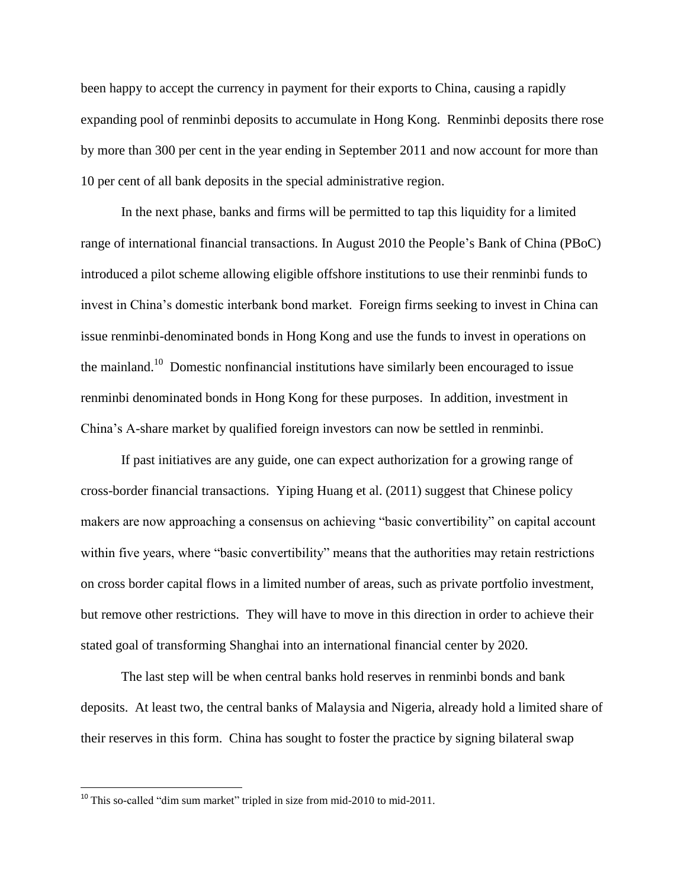been happy to accept the currency in payment for their exports to China, causing a rapidly expanding pool of renminbi deposits to accumulate in Hong Kong. Renminbi deposits there rose by more than 300 per cent in the year ending in September 2011 and now account for more than 10 per cent of all bank deposits in the special administrative region.

In the next phase, banks and firms will be permitted to tap this liquidity for a limited range of international financial transactions. In August 2010 the People's Bank of China (PBoC) introduced a pilot scheme allowing eligible offshore institutions to use their renminbi funds to invest in China's domestic interbank bond market. Foreign firms seeking to invest in China can issue renminbi-denominated bonds in Hong Kong and use the funds to invest in operations on the mainland.[10] Domestic nonfinancial institutions have similarly been encouraged to issue renminbi denominated bonds in Hong Kong for these purposes. In addition, investment in China's A-share market by qualified foreign investors can now be settled in renminbi.

If past initiatives are any guide, one can expect authorization for a growing range of cross-border financial transactions. Yiping Huang et al. (2011) suggest that Chinese policy makers are now approaching a consensus on achieving "basic convertibility" on capital account within five years, where "basic convertibility" means that the authorities may retain restrictions on cross border capital flows in a limited number of areas, such as private portfolio investment, but remove other restrictions. They will have to move in this direction in order to achieve their stated goal of transforming Shanghai into an international financial center by 2020.

The last step will be when central banks hold reserves in renminbi bonds and bank deposits. At least two, the central banks of Malaysia and Nigeria, already hold a limited share of their reserves in this form. China has sought to foster the practice by signing bilateral swap

---

[10] This so-called "dim sum market" tripled in size from mid-2010 to mid-2011.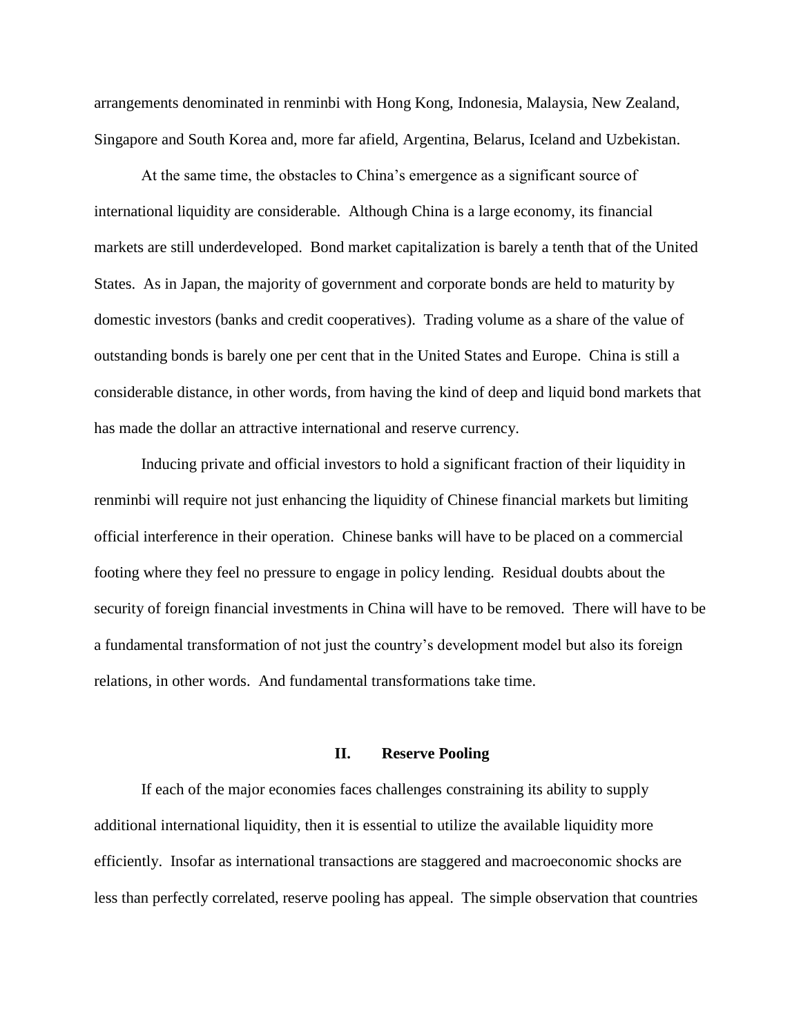arrangements denominated in renminbi with Hong Kong, Indonesia, Malaysia, New Zealand, Singapore and South Korea and, more far afield, Argentina, Belarus, Iceland and Uzbekistan.

At the same time, the obstacles to China's emergence as a significant source of international liquidity are considerable. Although China is a large economy, its financial markets are still underdeveloped. Bond market capitalization is barely a tenth that of the United States. As in Japan, the majority of government and corporate bonds are held to maturity by domestic investors (banks and credit cooperatives). Trading volume as a share of the value of outstanding bonds is barely one per cent that in the United States and Europe. China is still a considerable distance, in other words, from having the kind of deep and liquid bond markets that has made the dollar an attractive international and reserve currency.

Inducing private and official investors to hold a significant fraction of their liquidity in renminbi will require not just enhancing the liquidity of Chinese financial markets but limiting official interference in their operation. Chinese banks will have to be placed on a commercial footing where they feel no pressure to engage in policy lending. Residual doubts about the security of foreign financial investments in China will have to be removed. There will have to be a fundamental transformation of not just the country's development model but also its foreign relations, in other words. And fundamental transformations take time.

## II. Reserve Pooling

If each of the major economies faces challenges constraining its ability to supply additional international liquidity, then it is essential to utilize the available liquidity more efficiently. Insofar as international transactions are staggered and macroeconomic shocks are less than perfectly correlated, reserve pooling has appeal. The simple observation that countries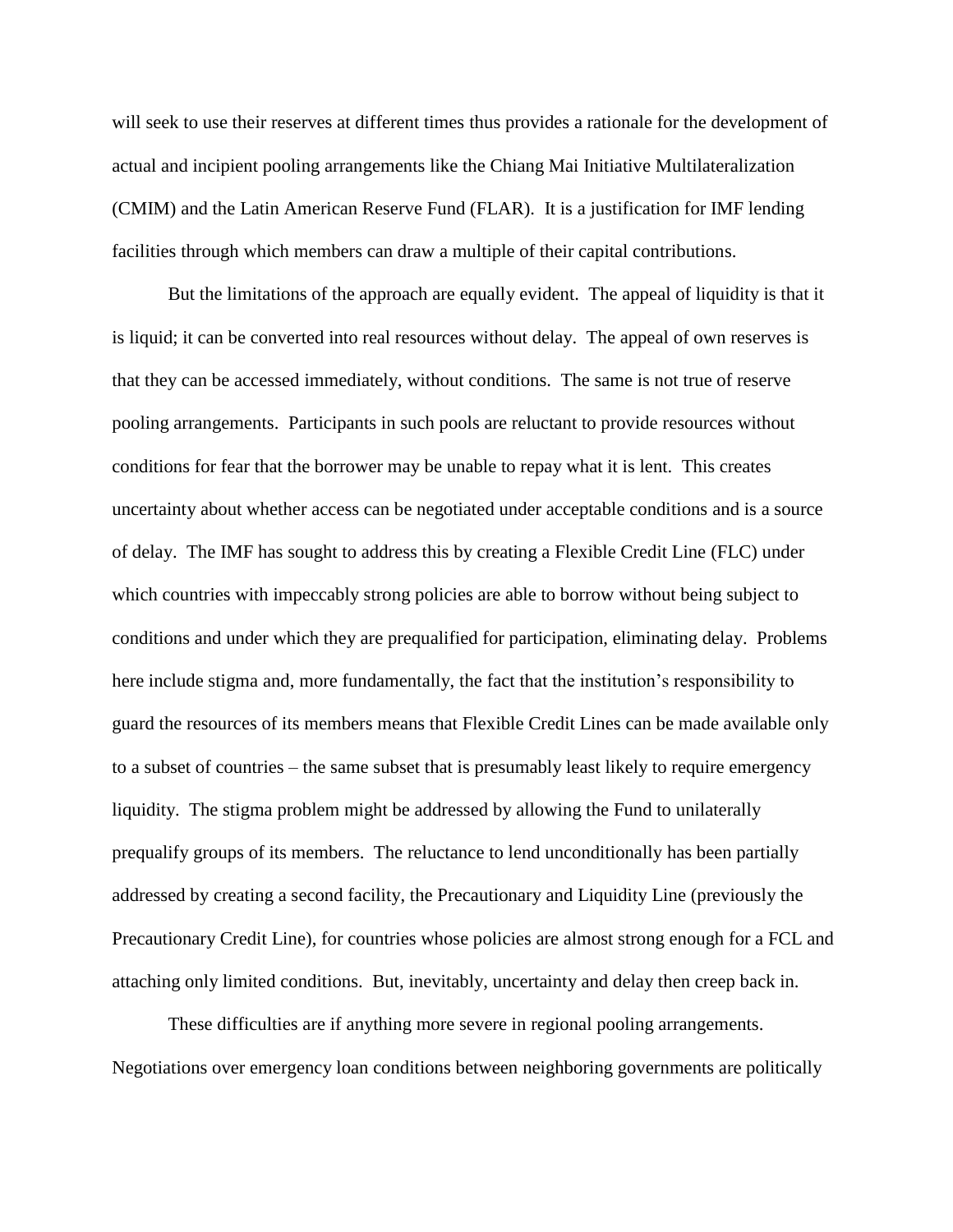will seek to use their reserves at different times thus provides a rationale for the development of actual and incipient pooling arrangements like the Chiang Mai Initiative Multilateralization (CMIM) and the Latin American Reserve Fund (FLAR). It is a justification for IMF lending facilities through which members can draw a multiple of their capital contributions.

But the limitations of the approach are equally evident. The appeal of liquidity is that it is liquid; it can be converted into real resources without delay. The appeal of own reserves is that they can be accessed immediately, without conditions. The same is not true of reserve pooling arrangements. Participants in such pools are reluctant to provide resources without conditions for fear that the borrower may be unable to repay what it is lent. This creates uncertainty about whether access can be negotiated under acceptable conditions and is a source of delay. The IMF has sought to address this by creating a Flexible Credit Line (FLC) under which countries with impeccably strong policies are able to borrow without being subject to conditions and under which they are prequalified for participation, eliminating delay. Problems here include stigma and, more fundamentally, the fact that the institution's responsibility to guard the resources of its members means that Flexible Credit Lines can be made available only to a subset of countries – the same subset that is presumably least likely to require emergency liquidity. The stigma problem might be addressed by allowing the Fund to unilaterally prequalify groups of its members. The reluctance to lend unconditionally has been partially addressed by creating a second facility, the Precautionary and Liquidity Line (previously the Precautionary Credit Line), for countries whose policies are almost strong enough for a FCL and attaching only limited conditions. But, inevitably, uncertainty and delay then creep back in.

These difficulties are if anything more severe in regional pooling arrangements. Negotiations over emergency loan conditions between neighboring governments are politically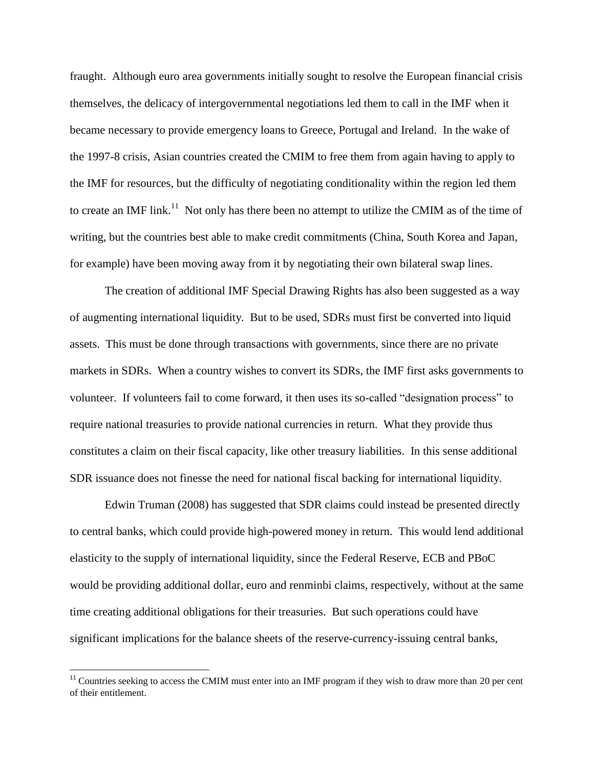fraught. Although euro area governments initially sought to resolve the European financial crisis themselves, the delicacy of intergovernmental negotiations led them to call in the IMF when it became necessary to provide emergency loans to Greece, Portugal and Ireland. In the wake of the 1997-8 crisis, Asian countries created the CMIM to free them from again having to apply to the IMF for resources, but the difficulty of negotiating conditionality within the region led them to create an IMF link.[11] Not only has there been no attempt to utilize the CMIM as of the time of writing, but the countries best able to make credit commitments (China, South Korea and Japan, for example) have been moving away from it by negotiating their own bilateral swap lines.

The creation of additional IMF Special Drawing Rights has also been suggested as a way of augmenting international liquidity. But to be used, SDRs must first be converted into liquid assets. This must be done through transactions with governments, since there are no private markets in SDRs. When a country wishes to convert its SDRs, the IMF first asks governments to volunteer. If volunteers fail to come forward, it then uses its so-called "designation process" to require national treasuries to provide national currencies in return. What they provide thus constitutes a claim on their fiscal capacity, like other treasury liabilities. In this sense additional SDR issuance does not finesse the need for national fiscal backing for international liquidity.

Edwin Truman (2008) has suggested that SDR claims could instead be presented directly to central banks, which could provide high-powered money in return. This would lend additional elasticity to the supply of international liquidity, since the Federal Reserve, ECB and PBoC would be providing additional dollar, euro and renminbi claims, respectively, without at the same time creating additional obligations for their treasuries. But such operations could have significant implications for the balance sheets of the reserve-currency-issuing central banks,

[11] Countries seeking to access the CMIM must enter into an IMF program if they wish to draw more than 20 per cent of their entitlement.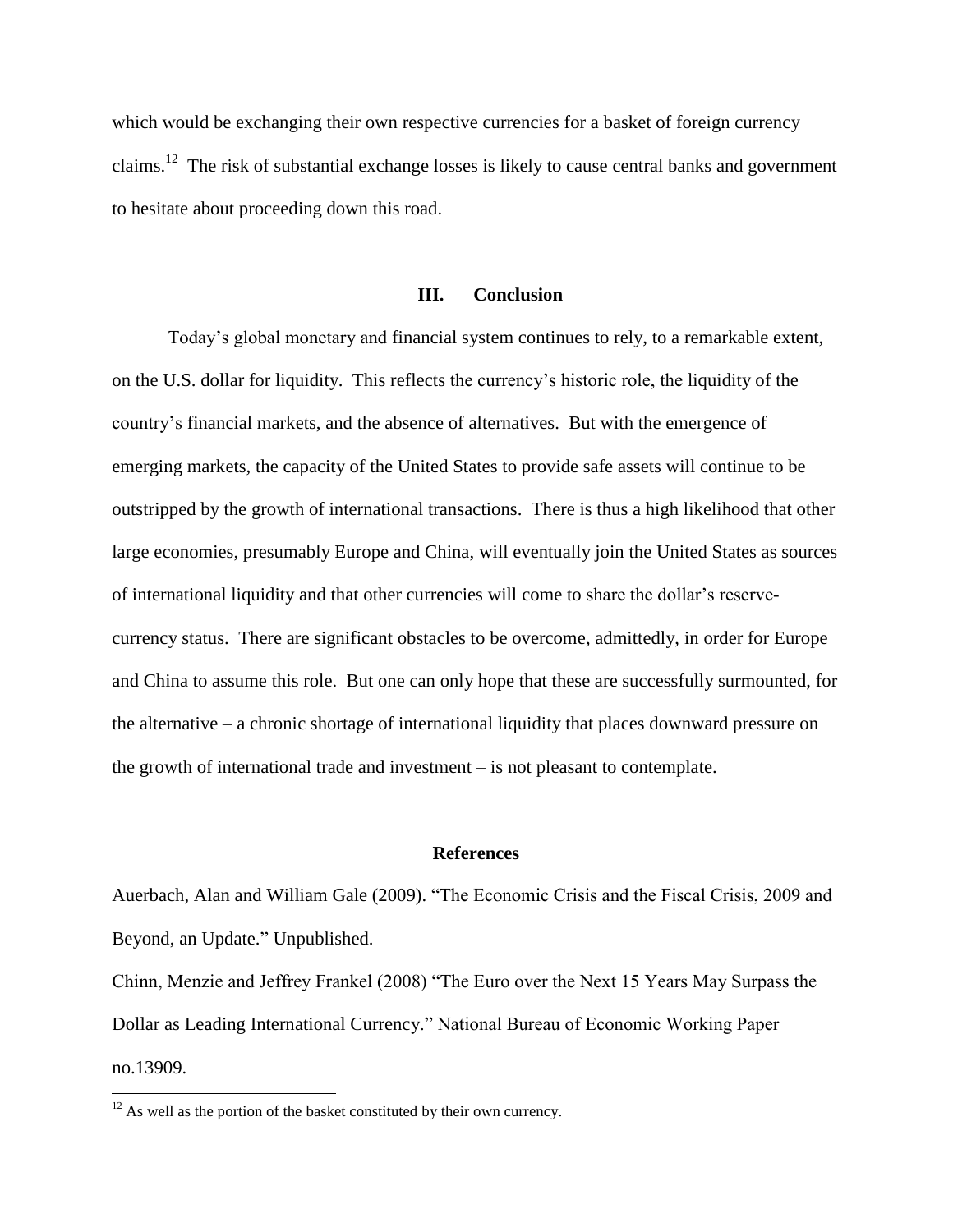which would be exchanging their own respective currencies for a basket of foreign currency claims.[12] The risk of substantial exchange losses is likely to cause central banks and government to hesitate about proceeding down this road.

## III. Conclusion

Today's global monetary and financial system continues to rely, to a remarkable extent, on the U.S. dollar for liquidity. This reflects the currency's historic role, the liquidity of the country's financial markets, and the absence of alternatives. But with the emergence of emerging markets, the capacity of the United States to provide safe assets will continue to be outstripped by the growth of international transactions. There is thus a high likelihood that other large economies, presumably Europe and China, will eventually join the United States as sources of international liquidity and that other currencies will come to share the dollar's reserve-currency status. There are significant obstacles to be overcome, admittedly, in order for Europe and China to assume this role. But one can only hope that these are successfully surmounted, for the alternative – a chronic shortage of international liquidity that places downward pressure on the growth of international trade and investment – is not pleasant to contemplate.

## References

Auerbach, Alan and William Gale (2009). "The Economic Crisis and the Fiscal Crisis, 2009 and Beyond, an Update." Unpublished.

Chinn, Menzie and Jeffrey Frankel (2008) "The Euro over the Next 15 Years May Surpass the Dollar as Leading International Currency." National Bureau of Economic Working Paper no.13909.

[12] As well as the portion of the basket constituted by their own currency.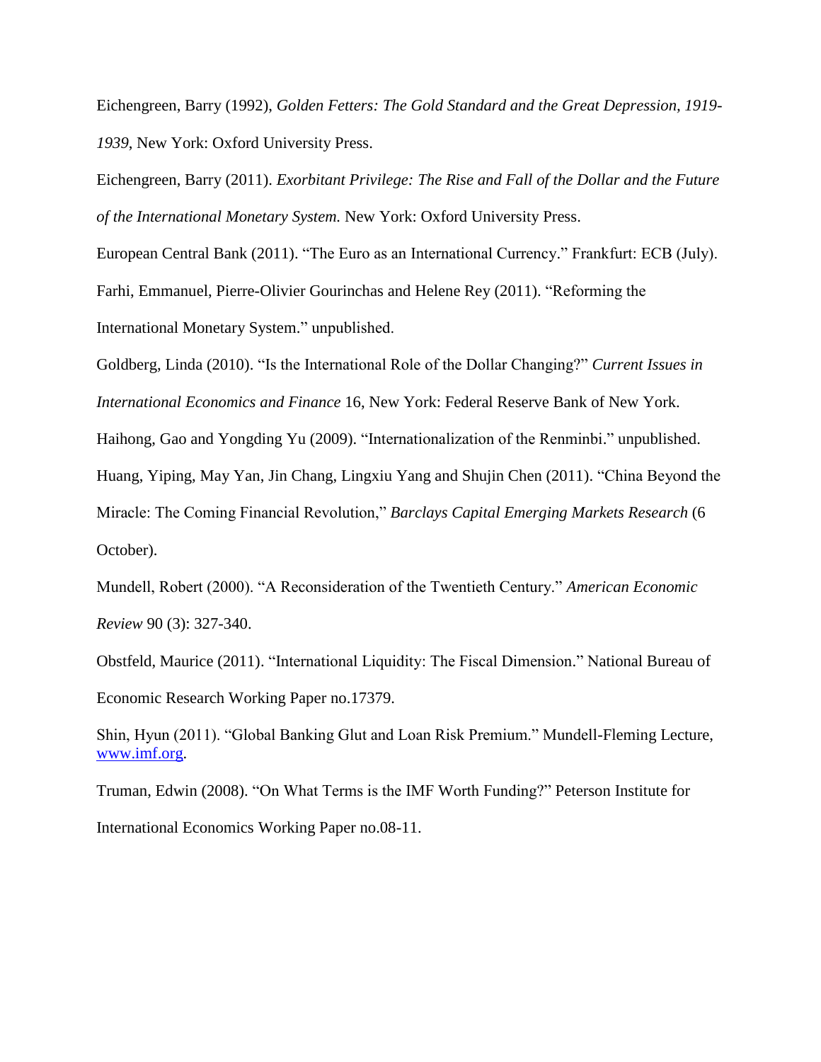Eichengreen, Barry (1992), *Golden Fetters: The Gold Standard and the Great Depression, 1919-1939*, New York: Oxford University Press.

Eichengreen, Barry (2011). *Exorbitant Privilege: The Rise and Fall of the Dollar and the Future of the International Monetary System.* New York: Oxford University Press.

European Central Bank (2011). "The Euro as an International Currency." Frankfurt: ECB (July).

Farhi, Emmanuel, Pierre-Olivier Gourinchas and Helene Rey (2011). "Reforming the International Monetary System." unpublished.

Goldberg, Linda (2010). "Is the International Role of the Dollar Changing?" *Current Issues in International Economics and Finance* 16, New York: Federal Reserve Bank of New York.

Haihong, Gao and Yongding Yu (2009). "Internationalization of the Renminbi." unpublished.

Huang, Yiping, May Yan, Jin Chang, Lingxiu Yang and Shujin Chen (2011). "China Beyond the Miracle: The Coming Financial Revolution," *Barclays Capital Emerging Markets Research* (6 October).

Mundell, Robert (2000). "A Reconsideration of the Twentieth Century." *American Economic Review* 90 (3): 327-340.

Obstfeld, Maurice (2011). "International Liquidity: The Fiscal Dimension." National Bureau of Economic Research Working Paper no.17379.

Shin, Hyun (2011). "Global Banking Glut and Loan Risk Premium." Mundell-Fleming Lecture, www.imf.org.

Truman, Edwin (2008). "On What Terms is the IMF Worth Funding?" Peterson Institute for International Economics Working Paper no.08-11.